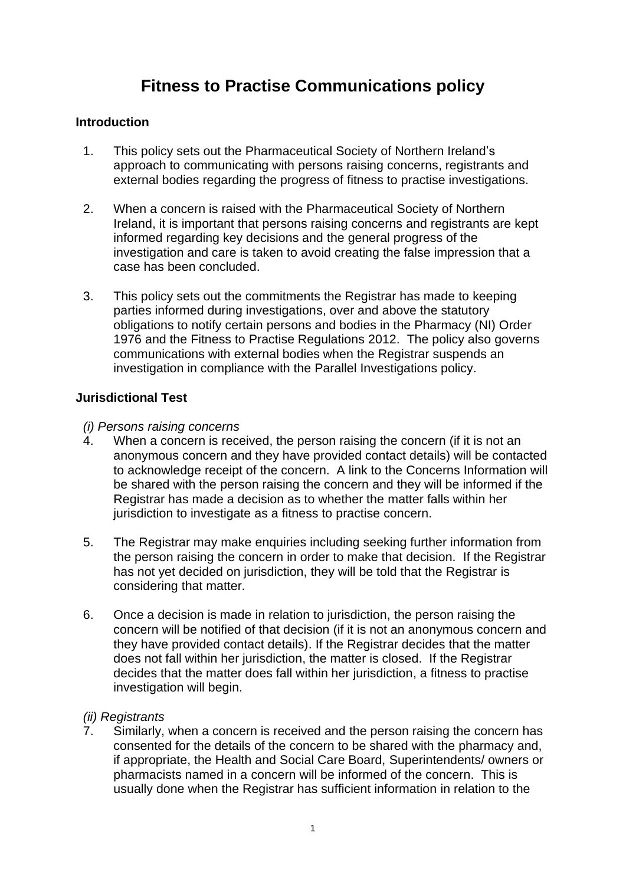# Fitness to Practise Communications policy

## Introduction

1. This policy sets out the Pharmaceutical Society of Northern Ireland's approach to communicating with persons raising concerns, registrants and external bodies regarding the progress of fitness to practise investigations.

2. When a concern is raised with the Pharmaceutical Society of Northern Ireland, it is important that persons raising concerns and registrants are kept informed regarding key decisions and the general progress of the investigation and care is taken to avoid creating the false impression that a case has been concluded.

3. This policy sets out the commitments the Registrar has made to keeping parties informed during investigations, over and above the statutory obligations to notify certain persons and bodies in the Pharmacy (NI) Order 1976 and the Fitness to Practise Regulations 2012. The policy also governs communications with external bodies when the Registrar suspends an investigation in compliance with the Parallel Investigations policy.

## Jurisdictional Test

*(i) Persons raising concerns*

4. When a concern is received, the person raising the concern (if it is not an anonymous concern and they have provided contact details) will be contacted to acknowledge receipt of the concern. A link to the Concerns Information will be shared with the person raising the concern and they will be informed if the Registrar has made a decision as to whether the matter falls within her jurisdiction to investigate as a fitness to practise concern.

5. The Registrar may make enquiries including seeking further information from the person raising the concern in order to make that decision. If the Registrar has not yet decided on jurisdiction, they will be told that the Registrar is considering that matter.

6. Once a decision is made in relation to jurisdiction, the person raising the concern will be notified of that decision (if it is not an anonymous concern and they have provided contact details). If the Registrar decides that the matter does not fall within her jurisdiction, the matter is closed. If the Registrar decides that the matter does fall within her jurisdiction, a fitness to practise investigation will begin.

*(ii) Registrants*

7. Similarly, when a concern is received and the person raising the concern has consented for the details of the concern to be shared with the pharmacy and, if appropriate, the Health and Social Care Board, Superintendents/ owners or pharmacists named in a concern will be informed of the concern. This is usually done when the Registrar has sufficient information in relation to the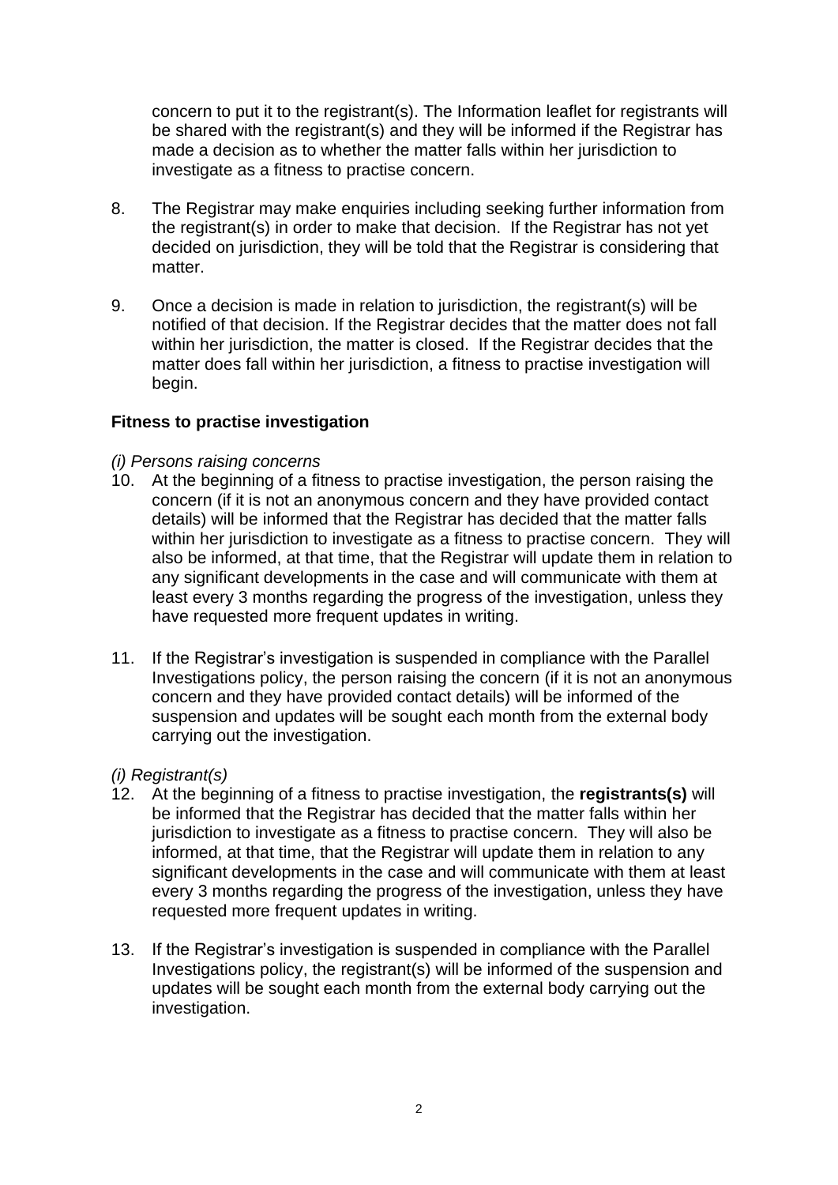concern to put it to the registrant(s). The Information leaflet for registrants will be shared with the registrant(s) and they will be informed if the Registrar has made a decision as to whether the matter falls within her jurisdiction to investigate as a fitness to practise concern.

8. The Registrar may make enquiries including seeking further information from the registrant(s) in order to make that decision. If the Registrar has not yet decided on jurisdiction, they will be told that the Registrar is considering that matter.

9. Once a decision is made in relation to jurisdiction, the registrant(s) will be notified of that decision. If the Registrar decides that the matter does not fall within her jurisdiction, the matter is closed. If the Registrar decides that the matter does fall within her jurisdiction, a fitness to practise investigation will begin.

**Fitness to practise investigation**

*(i) Persons raising concerns*

10. At the beginning of a fitness to practise investigation, the person raising the concern (if it is not an anonymous concern and they have provided contact details) will be informed that the Registrar has decided that the matter falls within her jurisdiction to investigate as a fitness to practise concern. They will also be informed, at that time, that the Registrar will update them in relation to any significant developments in the case and will communicate with them at least every 3 months regarding the progress of the investigation, unless they have requested more frequent updates in writing.

11. If the Registrar's investigation is suspended in compliance with the Parallel Investigations policy, the person raising the concern (if it is not an anonymous concern and they have provided contact details) will be informed of the suspension and updates will be sought each month from the external body carrying out the investigation.

*(i) Registrant(s)*

12. At the beginning of a fitness to practise investigation, the **registrants(s)** will be informed that the Registrar has decided that the matter falls within her jurisdiction to investigate as a fitness to practise concern. They will also be informed, at that time, that the Registrar will update them in relation to any significant developments in the case and will communicate with them at least every 3 months regarding the progress of the investigation, unless they have requested more frequent updates in writing.

13. If the Registrar's investigation is suspended in compliance with the Parallel Investigations policy, the registrant(s) will be informed of the suspension and updates will be sought each month from the external body carrying out the investigation.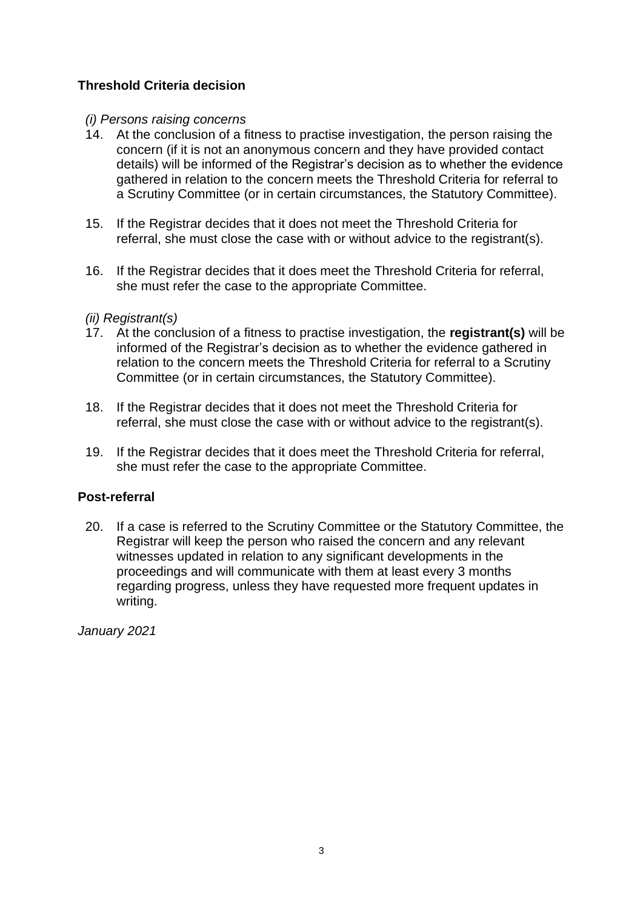## Threshold Criteria decision

*(i) Persons raising concerns*

14. At the conclusion of a fitness to practise investigation, the person raising the concern (if it is not an anonymous concern and they have provided contact details) will be informed of the Registrar's decision as to whether the evidence gathered in relation to the concern meets the Threshold Criteria for referral to a Scrutiny Committee (or in certain circumstances, the Statutory Committee).

15. If the Registrar decides that it does not meet the Threshold Criteria for referral, she must close the case with or without advice to the registrant(s).

16. If the Registrar decides that it does meet the Threshold Criteria for referral, she must refer the case to the appropriate Committee.

*(ii) Registrant(s)*

17. At the conclusion of a fitness to practise investigation, the **registrant(s)** will be informed of the Registrar's decision as to whether the evidence gathered in relation to the concern meets the Threshold Criteria for referral to a Scrutiny Committee (or in certain circumstances, the Statutory Committee).

18. If the Registrar decides that it does not meet the Threshold Criteria for referral, she must close the case with or without advice to the registrant(s).

19. If the Registrar decides that it does meet the Threshold Criteria for referral, she must refer the case to the appropriate Committee.

## Post-referral

20. If a case is referred to the Scrutiny Committee or the Statutory Committee, the Registrar will keep the person who raised the concern and any relevant witnesses updated in relation to any significant developments in the proceedings and will communicate with them at least every 3 months regarding progress, unless they have requested more frequent updates in writing.

*January 2021*